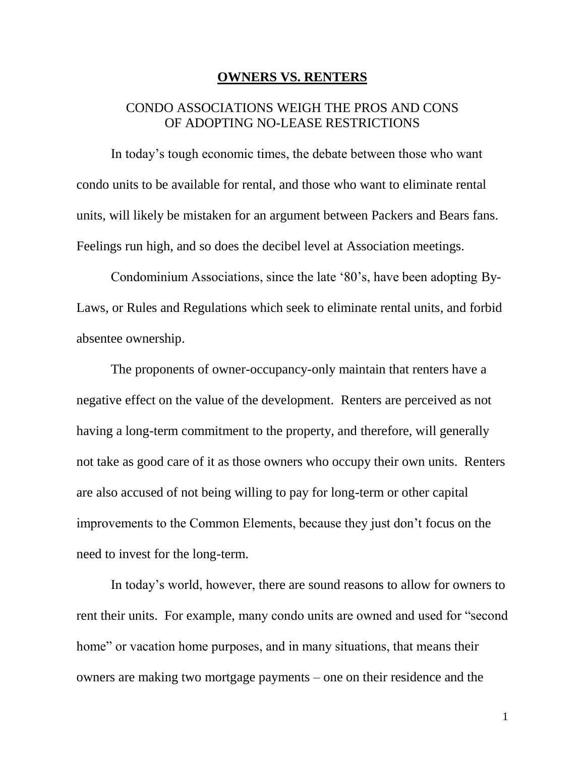# OWNERS VS. RENTERS

## CONDO ASSOCIATIONS WEIGH THE PROS AND CONS OF ADOPTING NO-LEASE RESTRICTIONS

In today's tough economic times, the debate between those who want condo units to be available for rental, and those who want to eliminate rental units, will likely be mistaken for an argument between Packers and Bears fans. Feelings run high, and so does the decibel level at Association meetings.

Condominium Associations, since the late '80's, have been adopting By-Laws, or Rules and Regulations which seek to eliminate rental units, and forbid absentee ownership.

The proponents of owner-occupancy-only maintain that renters have a negative effect on the value of the development. Renters are perceived as not having a long-term commitment to the property, and therefore, will generally not take as good care of it as those owners who occupy their own units. Renters are also accused of not being willing to pay for long-term or other capital improvements to the Common Elements, because they just don't focus on the need to invest for the long-term.

In today's world, however, there are sound reasons to allow for owners to rent their units. For example, many condo units are owned and used for "second home" or vacation home purposes, and in many situations, that means their owners are making two mortgage payments – one on their residence and the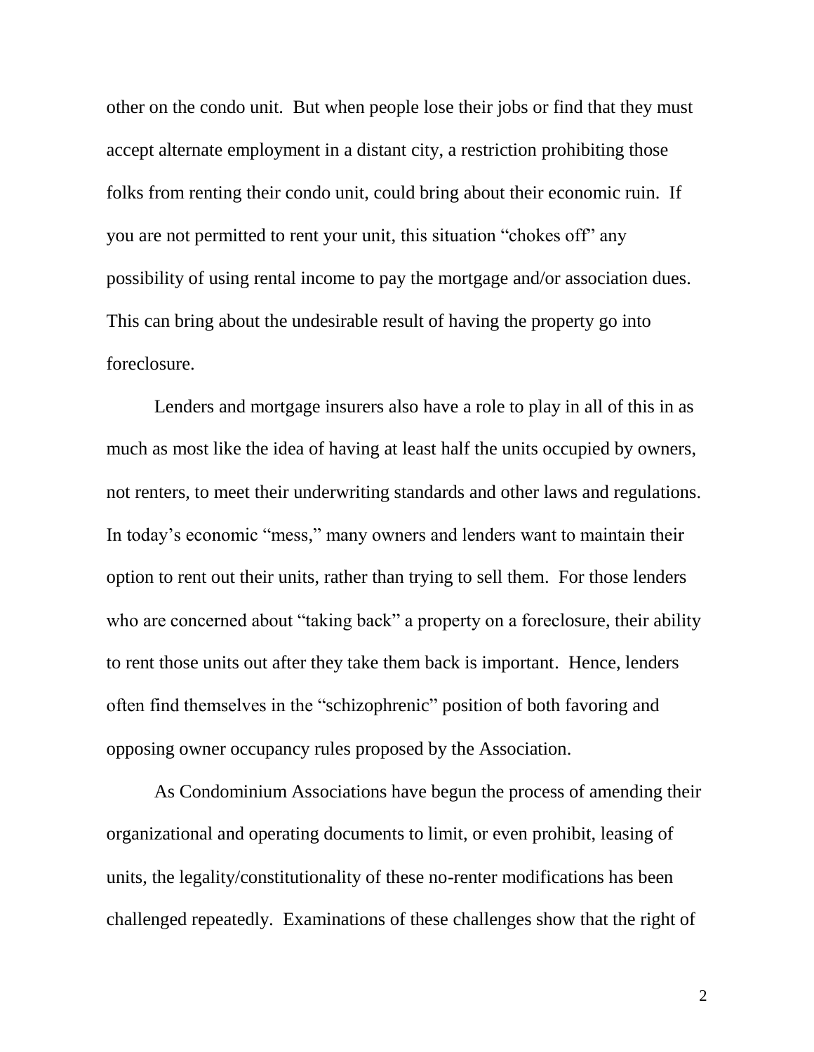other on the condo unit. But when people lose their jobs or find that they must accept alternate employment in a distant city, a restriction prohibiting those folks from renting their condo unit, could bring about their economic ruin. If you are not permitted to rent your unit, this situation "chokes off" any possibility of using rental income to pay the mortgage and/or association dues. This can bring about the undesirable result of having the property go into foreclosure.

Lenders and mortgage insurers also have a role to play in all of this in as much as most like the idea of having at least half the units occupied by owners, not renters, to meet their underwriting standards and other laws and regulations. In today's economic "mess," many owners and lenders want to maintain their option to rent out their units, rather than trying to sell them. For those lenders who are concerned about "taking back" a property on a foreclosure, their ability to rent those units out after they take them back is important. Hence, lenders often find themselves in the "schizophrenic" position of both favoring and opposing owner occupancy rules proposed by the Association.

As Condominium Associations have begun the process of amending their organizational and operating documents to limit, or even prohibit, leasing of units, the legality/constitutionality of these no-renter modifications has been challenged repeatedly. Examinations of these challenges show that the right of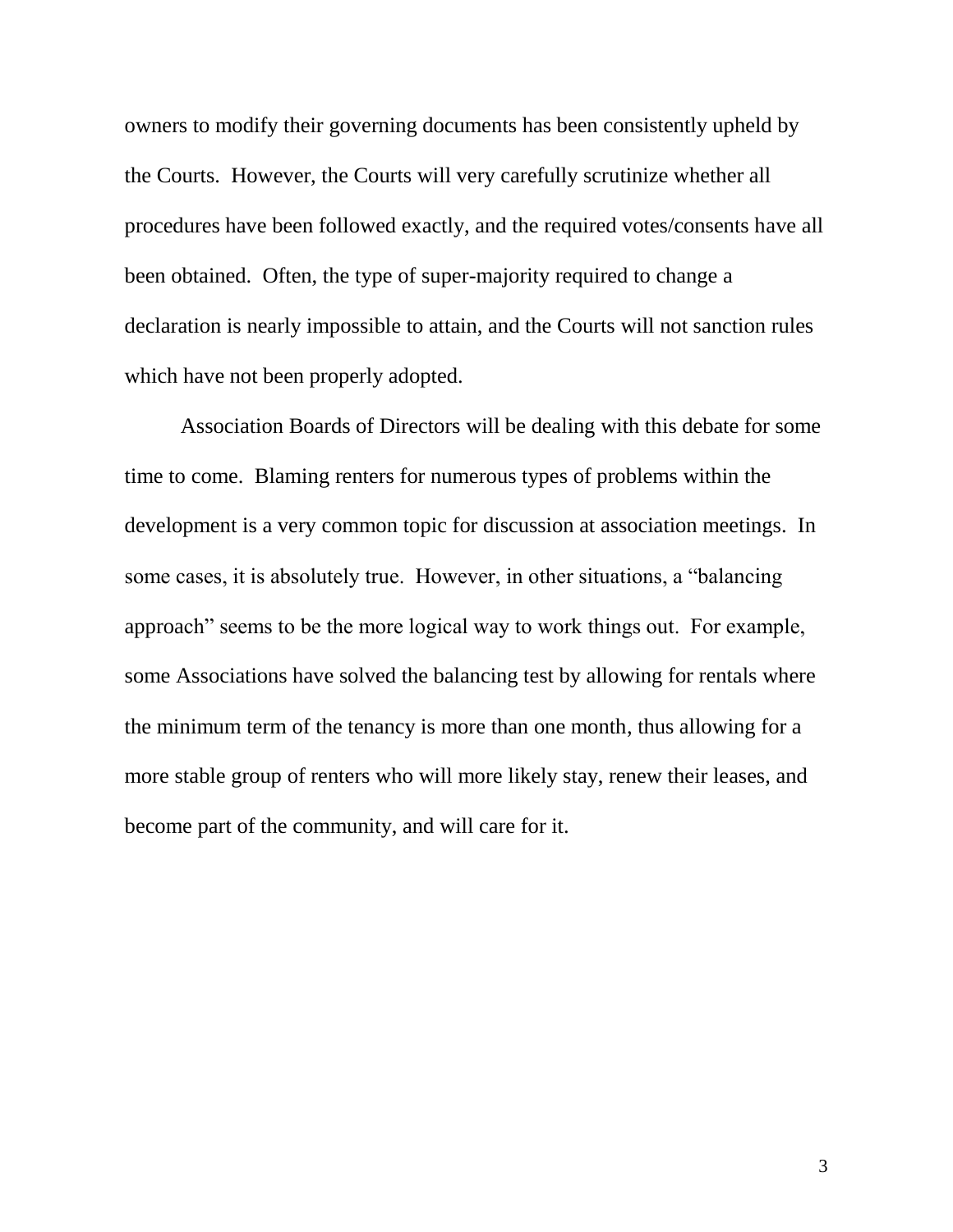owners to modify their governing documents has been consistently upheld by the Courts. However, the Courts will very carefully scrutinize whether all procedures have been followed exactly, and the required votes/consents have all been obtained. Often, the type of super-majority required to change a declaration is nearly impossible to attain, and the Courts will not sanction rules which have not been properly adopted.

Association Boards of Directors will be dealing with this debate for some time to come. Blaming renters for numerous types of problems within the development is a very common topic for discussion at association meetings. In some cases, it is absolutely true. However, in other situations, a "balancing approach" seems to be the more logical way to work things out. For example, some Associations have solved the balancing test by allowing for rentals where the minimum term of the tenancy is more than one month, thus allowing for a more stable group of renters who will more likely stay, renew their leases, and become part of the community, and will care for it.